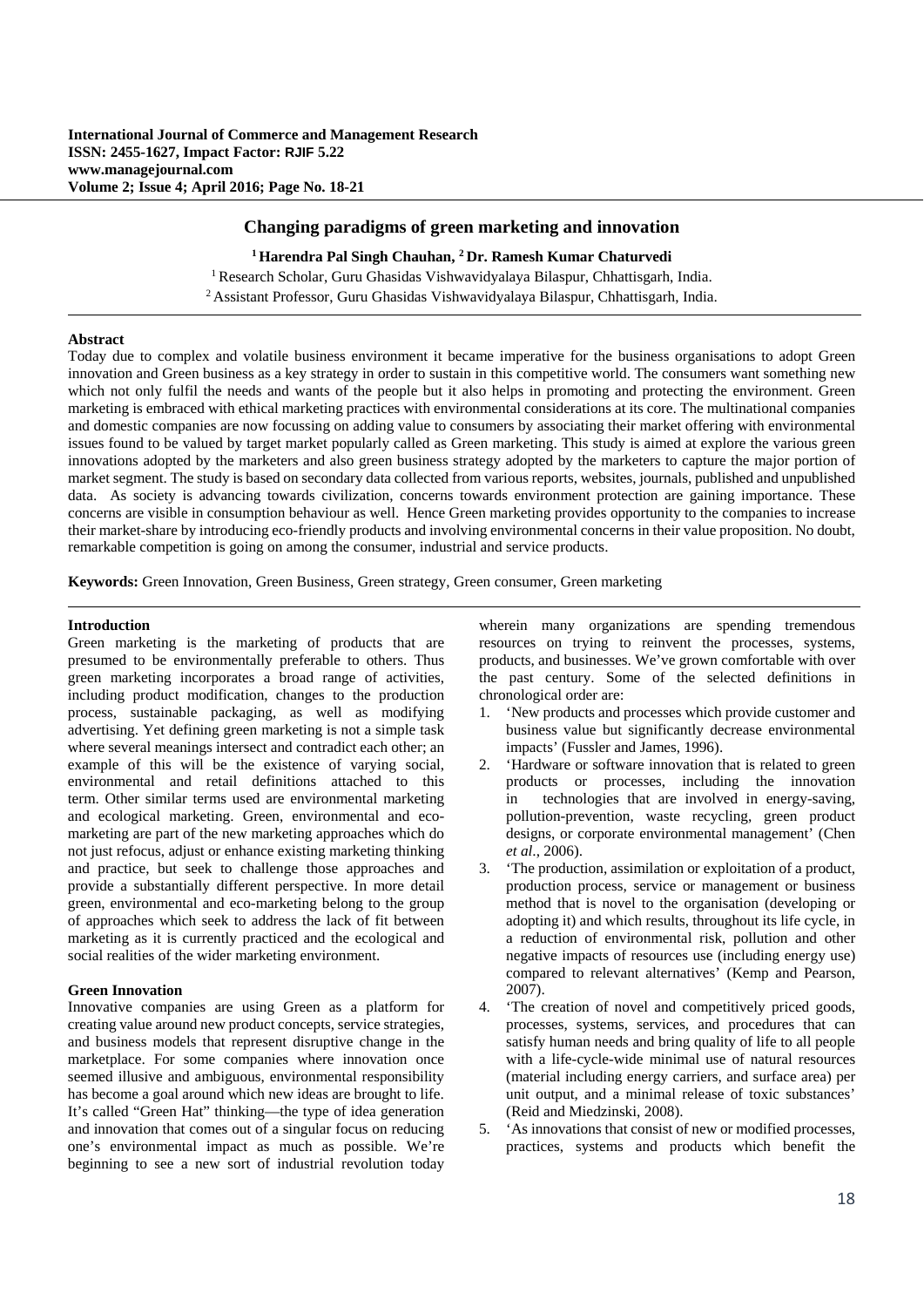# Changing paradigms of green marketing and innovation

**[1] Harendra Pal Singh Chauhan, [2] Dr. Ramesh Kumar Chaturvedi**

[1] Research Scholar, Guru Ghasidas Vishwavidyalaya Bilaspur, Chhattisgarh, India.

[2] Assistant Professor, Guru Ghasidas Vishwavidyalaya Bilaspur, Chhattisgarh, India.

## Abstract

Today due to complex and volatile business environment it became imperative for the business organisations to adopt Green innovation and Green business as a key strategy in order to sustain in this competitive world. The consumers want something new which not only fulfil the needs and wants of the people but it also helps in promoting and protecting the environment. Green marketing is embraced with ethical marketing practices with environmental considerations at its core. The multinational companies and domestic companies are now focussing on adding value to consumers by associating their market offering with environmental issues found to be valued by target market popularly called as Green marketing. This study is aimed at explore the various green innovations adopted by the marketers and also green business strategy adopted by the marketers to capture the major portion of market segment. The study is based on secondary data collected from various reports, websites, journals, published and unpublished data. As society is advancing towards civilization, concerns towards environment protection are gaining importance. These concerns are visible in consumption behaviour as well. Hence Green marketing provides opportunity to the companies to increase their market-share by introducing eco-friendly products and involving environmental concerns in their value proposition. No doubt, remarkable competition is going on among the consumer, industrial and service products.

**Keywords:** Green Innovation, Green Business, Green strategy, Green consumer, Green marketing

## Introduction

Green marketing is the marketing of products that are presumed to be environmentally preferable to others. Thus green marketing incorporates a broad range of activities, including product modification, changes to the production process, sustainable packaging, as well as modifying advertising. Yet defining green marketing is not a simple task where several meanings intersect and contradict each other; an example of this will be the existence of varying social, environmental and retail definitions attached to this term. Other similar terms used are environmental marketing and ecological marketing. Green, environmental and eco-marketing are part of the new marketing approaches which do not just refocus, adjust or enhance existing marketing thinking and practice, but seek to challenge those approaches and provide a substantially different perspective. In more detail green, environmental and eco-marketing belong to the group of approaches which seek to address the lack of fit between marketing as it is currently practiced and the ecological and social realities of the wider marketing environment.

## Green Innovation

Innovative companies are using Green as a platform for creating value around new product concepts, service strategies, and business models that represent disruptive change in the marketplace. For some companies where innovation once seemed illusive and ambiguous, environmental responsibility has become a goal around which new ideas are brought to life. It's called "Green Hat" thinking—the type of idea generation and innovation that comes out of a singular focus on reducing one's environmental impact as much as possible. We're beginning to see a new sort of industrial revolution today wherein many organizations are spending tremendous resources on trying to reinvent the processes, systems, products, and businesses. We've grown comfortable with over the past century. Some of the selected definitions in chronological order are:

1. 'New products and processes which provide customer and business value but significantly decrease environmental impacts' (Fussler and James, 1996).
2. 'Hardware or software innovation that is related to green products or processes, including the innovation in technologies that are involved in energy-saving, pollution-prevention, waste recycling, green product designs, or corporate environmental management' (Chen *et al*., 2006).
3. 'The production, assimilation or exploitation of a product, production process, service or management or business method that is novel to the organisation (developing or adopting it) and which results, throughout its life cycle, in a reduction of environmental risk, pollution and other negative impacts of resources use (including energy use) compared to relevant alternatives' (Kemp and Pearson, 2007).
4. 'The creation of novel and competitively priced goods, processes, systems, services, and procedures that can satisfy human needs and bring quality of life to all people with a life-cycle-wide minimal use of natural resources (material including energy carriers, and surface area) per unit output, and a minimal release of toxic substances' (Reid and Miedzinski, 2008).
5. 'As innovations that consist of new or modified processes, practices, systems and products which benefit the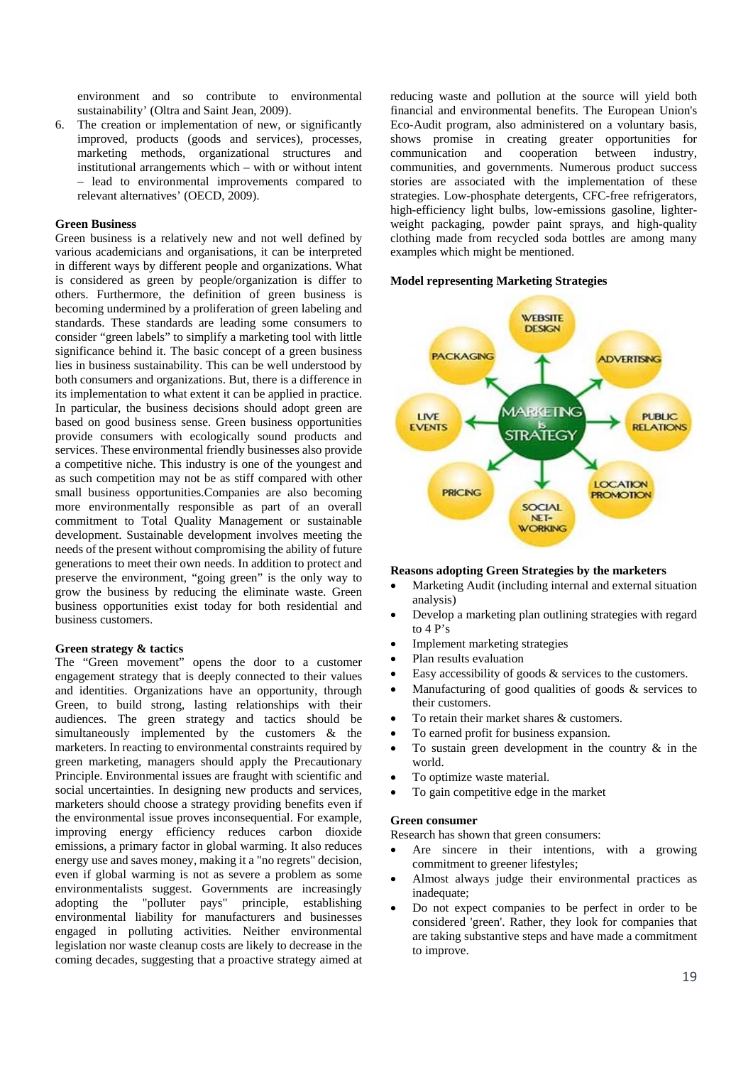environment and so contribute to environmental sustainability' (Oltra and Saint Jean, 2009).

6. The creation or implementation of new, or significantly improved, products (goods and services), processes, marketing methods, organizational structures and institutional arrangements which – with or without intent – lead to environmental improvements compared to relevant alternatives' (OECD, 2009).

### Green Business

Green business is a relatively new and not well defined by various academicians and organisations, it can be interpreted in different ways by different people and organizations. What is considered as green by people/organization is differ to others. Furthermore, the definition of green business is becoming undermined by a proliferation of green labeling and standards. These standards are leading some consumers to consider "green labels" to simplify a marketing tool with little significance behind it. The basic concept of a green business lies in business sustainability. This can be well understood by both consumers and organizations. But, there is a difference in its implementation to what extent it can be applied in practice. In particular, the business decisions should adopt green are based on good business sense. Green business opportunities provide consumers with ecologically sound products and services. These environmental friendly businesses also provide a competitive niche. This industry is one of the youngest and as such competition may not be as stiff compared with other small business opportunities.Companies are also becoming more environmentally responsible as part of an overall commitment to Total Quality Management or sustainable development. Sustainable development involves meeting the needs of the present without compromising the ability of future generations to meet their own needs. In addition to protect and preserve the environment, "going green" is the only way to grow the business by reducing the eliminate waste. Green business opportunities exist today for both residential and business customers.

### Green strategy & tactics

The "Green movement" opens the door to a customer engagement strategy that is deeply connected to their values and identities. Organizations have an opportunity, through Green, to build strong, lasting relationships with their audiences. The green strategy and tactics should be simultaneously implemented by the customers & the marketers. In reacting to environmental constraints required by green marketing, managers should apply the Precautionary Principle. Environmental issues are fraught with scientific and social uncertainties. In designing new products and services, marketers should choose a strategy providing benefits even if the environmental issue proves inconsequential. For example, improving energy efficiency reduces carbon dioxide emissions, a primary factor in global warming. It also reduces energy use and saves money, making it a "no regrets" decision, even if global warming is not as severe a problem as some environmentalists suggest. Governments are increasingly adopting the "polluter pays" principle, establishing environmental liability for manufacturers and businesses engaged in polluting activities. Neither environmental legislation nor waste cleanup costs are likely to decrease in the coming decades, suggesting that a proactive strategy aimed at reducing waste and pollution at the source will yield both financial and environmental benefits. The European Union's Eco-Audit program, also administered on a voluntary basis, shows promise in creating greater opportunities for communication and cooperation between industry, communities, and governments. Numerous product success stories are associated with the implementation of these strategies. Low-phosphate detergents, CFC-free refrigerators, high-efficiency light bulbs, low-emissions gasoline, lighter-weight packaging, powder paint sprays, and high-quality clothing made from recycled soda bottles are among many examples which might be mentioned.

### Model representing Marketing Strategies

MARKETING is STRATEGY: WEBSITE DESIGN, ADVERTISING, PUBLIC RELATIONS, LOCATION PROMOTION, SOCIAL NET-WORKING, PRICING, LIVE EVENTS, PACKAGING

### Reasons adopting Green Strategies by the marketers

- Marketing Audit (including internal and external situation analysis)
- Develop a marketing plan outlining strategies with regard to 4 P's
- Implement marketing strategies
- Plan results evaluation
- Easy accessibility of goods & services to the customers.
- Manufacturing of good qualities of goods & services to their customers.
- To retain their market shares & customers.
- To earned profit for business expansion.
- To sustain green development in the country & in the world.
- To optimize waste material.
- To gain competitive edge in the market

### Green consumer

Research has shown that green consumers:

- Are sincere in their intentions, with a growing commitment to greener lifestyles;
- Almost always judge their environmental practices as inadequate;
- Do not expect companies to be perfect in order to be considered 'green'. Rather, they look for companies that are taking substantive steps and have made a commitment to improve.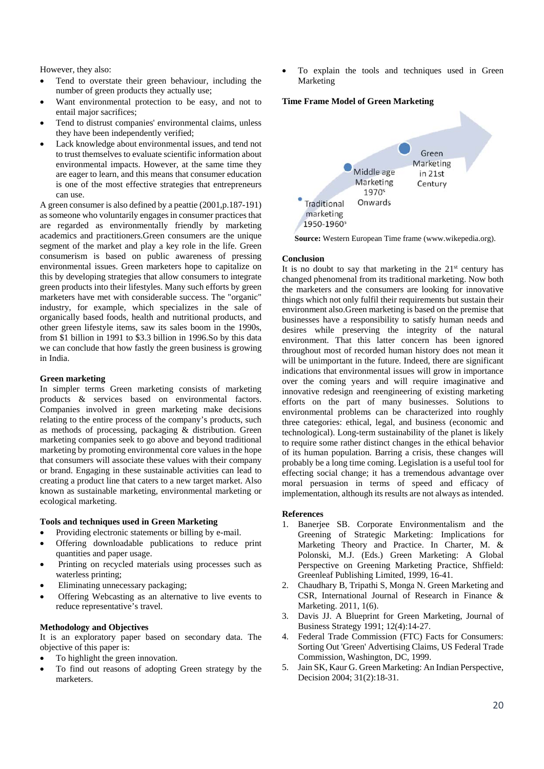However, they also:

- Tend to overstate their green behaviour, including the number of green products they actually use;
- Want environmental protection to be easy, and not to entail major sacrifices;
- Tend to distrust companies' environmental claims, unless they have been independently verified;
- Lack knowledge about environmental issues, and tend not to trust themselves to evaluate scientific information about environmental impacts. However, at the same time they are eager to learn, and this means that consumer education is one of the most effective strategies that entrepreneurs can use.

A green consumer is also defined by a peattie (2001,p.187-191) as someone who voluntarily engages in consumer practices that are regarded as environmentally friendly by marketing academics and practitioners.Green consumers are the unique segment of the market and play a key role in the life. Green consumerism is based on public awareness of pressing environmental issues. Green marketers hope to capitalize on this by developing strategies that allow consumers to integrate green products into their lifestyles. Many such efforts by green marketers have met with considerable success. The "organic" industry, for example, which specializes in the sale of organically based foods, health and nutritional products, and other green lifestyle items, saw its sales boom in the 1990s, from $1 billion in 1991 to $3.3 billion in 1996.So by this data we can conclude that how fastly the green business is growing in India.

**Green marketing**

In simpler terms Green marketing consists of marketing products & services based on environmental factors. Companies involved in green marketing make decisions relating to the entire process of the company's products, such as methods of processing, packaging & distribution. Green marketing companies seek to go above and beyond traditional marketing by promoting environmental core values in the hope that consumers will associate these values with their company or brand. Engaging in these sustainable activities can lead to creating a product line that caters to a new target market. Also known as sustainable marketing, environmental marketing or ecological marketing.

**Tools and techniques used in Green Marketing**

- Providing electronic statements or billing by e-mail.
- Offering downloadable publications to reduce print quantities and paper usage.
- Printing on recycled materials using processes such as waterless printing;
- Eliminating unnecessary packaging;
- Offering Webcasting as an alternative to live events to reduce representative's travel.

**Methodology and Objectives**

It is an exploratory paper based on secondary data. The objective of this paper is:

- To highlight the green innovation.
- To find out reasons of adopting Green strategy by the marketers.
- To explain the tools and techniques used in Green Marketing

**Time Frame Model of Green Marketing**

Traditional marketing 1950-1960s → Middle age Marketing 1970s Onwards → Green Marketing in 21st Century

**Source:** Western European Time frame (www.wikepedia.org).

**Conclusion**

It is no doubt to say that marketing in the 21st century has changed phenomenal from its traditional marketing. Now both the marketers and the consumers are looking for innovative things which not only fulfil their requirements but sustain their environment also.Green marketing is based on the premise that businesses have a responsibility to satisfy human needs and desires while preserving the integrity of the natural environment. That this latter concern has been ignored throughout most of recorded human history does not mean it will be unimportant in the future. Indeed, there are significant indications that environmental issues will grow in importance over the coming years and will require imaginative and innovative redesign and reengineering of existing marketing efforts on the part of many businesses. Solutions to environmental problems can be characterized into roughly three categories: ethical, legal, and business (economic and technological). Long-term sustainability of the planet is likely to require some rather distinct changes in the ethical behavior of its human population. Barring a crisis, these changes will probably be a long time coming. Legislation is a useful tool for effecting social change; it has a tremendous advantage over moral persuasion in terms of speed and efficacy of implementation, although its results are not always as intended.

**References**

1. Banerjee SB. Corporate Environmentalism and the Greening of Strategic Marketing: Implications for Marketing Theory and Practice. In Charter, M. & Polonski, M.J. (Eds.) Green Marketing: A Global Perspective on Greening Marketing Practice, Shffield: Greenleaf Publishing Limited, 1999, 16-41.
2. Chaudhary B, Tripathi S, Monga N. Green Marketing and CSR, International Journal of Research in Finance & Marketing. 2011, 1(6).
3. Davis JJ. A Blueprint for Green Marketing, Journal of Business Strategy 1991; 12(4):14-27.
4. Federal Trade Commission (FTC) Facts for Consumers: Sorting Out 'Green' Advertising Claims, US Federal Trade Commission, Washington, DC, 1999.
5. Jain SK, Kaur G. Green Marketing: An Indian Perspective, Decision 2004; 31(2):18-31.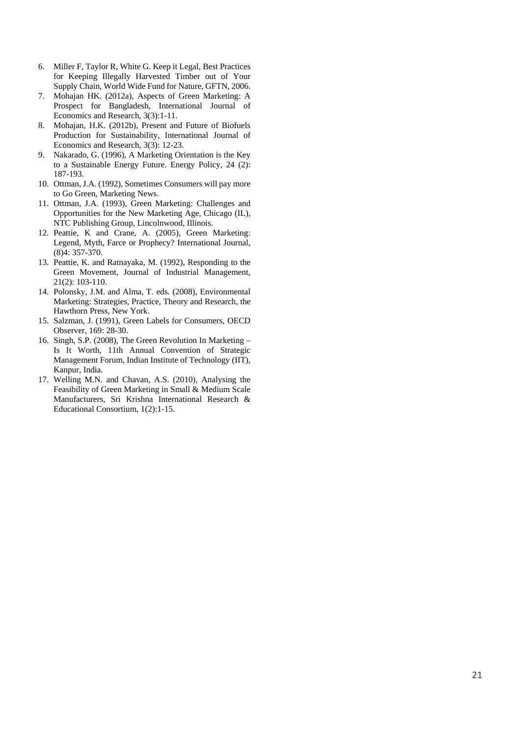6. Miller F, Taylor R, White G. Keep it Legal, Best Practices for Keeping Illegally Harvested Timber out of Your Supply Chain, World Wide Fund for Nature, GFTN, 2006.
7. Mohajan HK. (2012a), Aspects of Green Marketing: A Prospect for Bangladesh, International Journal of Economics and Research, 3(3):1-11.
8. Mohajan, H.K. (2012b), Present and Future of Biofuels Production for Sustainability, International Journal of Economics and Research, 3(3): 12-23.
9. Nakarado, G. (1996), A Marketing Orientation is the Key to a Sustainable Energy Future. Energy Policy, 24 (2): 187-193.
10. Ottman, J.A. (1992), Sometimes Consumers will pay more to Go Green, Marketing News.
11. Ottman, J.A. (1993), Green Marketing: Challenges and Opportunities for the New Marketing Age, Chicago (IL), NTC Publishing Group, Lincolnwood, Illinois.
12. Peattie, K and Crane, A. (2005), Green Marketing: Legend, Myth, Farce or Prophecy? International Journal, (8)4: 357-370.
13. Peattie, K. and Ratnayaka, M. (1992), Responding to the Green Movement, Journal of Industrial Management, 21(2): 103-110.
14. Polonsky, J.M. and Alma, T. eds. (2008), Environmental Marketing: Strategies, Practice, Theory and Research, the Hawthorn Press, New York.
15. Salzman, J. (1991), Green Labels for Consumers, OECD Observer, 169: 28-30.
16. Singh, S.P. (2008), The Green Revolution In Marketing – Is It Worth, 11th Annual Convention of Strategic Management Forum, Indian Institute of Technology (IIT), Kanpur, India.
17. Welling M.N. and Chavan, A.S. (2010), Analysing the Feasibility of Green Marketing in Small & Medium Scale Manufacturers, Sri Krishna International Research & Educational Consortium, 1(2):1-15.